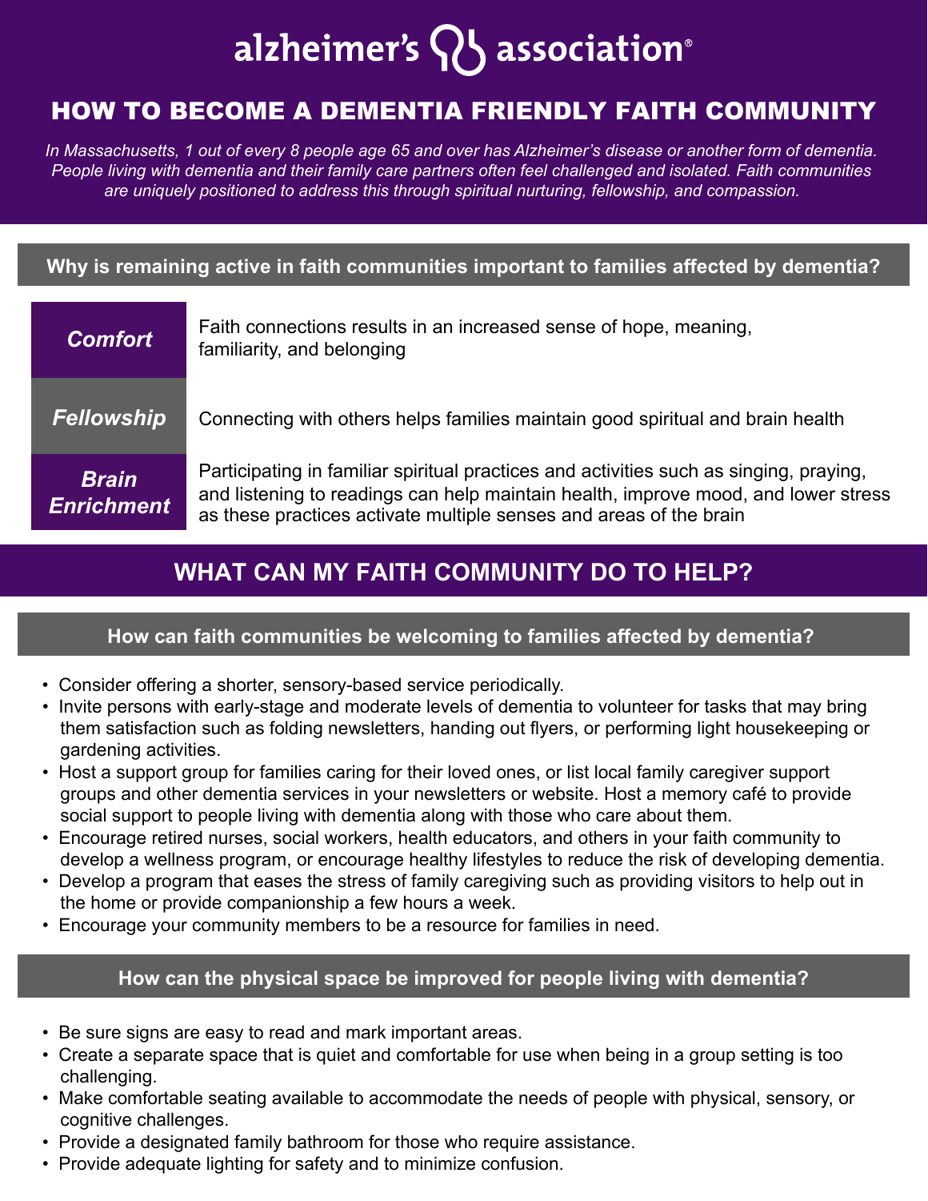alzheimer's association®

# HOW TO BECOME A DEMENTIA FRIENDLY FAITH COMMUNITY

*In Massachusetts, 1 out of every 8 people age 65 and over has Alzheimer's disease or another form of dementia. People living with dementia and their family care partners often feel challenged and isolated. Faith communities are uniquely positioned to address this through spiritual nurturing, fellowship, and compassion.*

### Why is remaining active in faith communities important to families affected by dementia?

| | |
|---|---|
| ***Comfort*** | Faith connections results in an increased sense of hope, meaning, familiarity, and belonging |
| ***Fellowship*** | Connecting with others helps families maintain good spiritual and brain health |
| ***Brain Enrichment*** | Participating in familiar spiritual practices and activities such as singing, praying, and listening to readings can help maintain health, improve mood, and lower stress as these practices activate multiple senses and areas of the brain |

## WHAT CAN MY FAITH COMMUNITY DO TO HELP?

### How can faith communities be welcoming to families affected by dementia?

- Consider offering a shorter, sensory-based service periodically.
- Invite persons with early-stage and moderate levels of dementia to volunteer for tasks that may bring them satisfaction such as folding newsletters, handing out flyers, or performing light housekeeping or gardening activities.
- Host a support group for families caring for their loved ones, or list local family caregiver support groups and other dementia services in your newsletters or website. Host a memory café to provide social support to people living with dementia along with those who care about them.
- Encourage retired nurses, social workers, health educators, and others in your faith community to develop a wellness program, or encourage healthy lifestyles to reduce the risk of developing dementia.
- Develop a program that eases the stress of family caregiving such as providing visitors to help out in the home or provide companionship a few hours a week.
- Encourage your community members to be a resource for families in need.

### How can the physical space be improved for people living with dementia?

- Be sure signs are easy to read and mark important areas.
- Create a separate space that is quiet and comfortable for use when being in a group setting is too challenging.
- Make comfortable seating available to accommodate the needs of people with physical, sensory, or cognitive challenges.
- Provide a designated family bathroom for those who require assistance.
- Provide adequate lighting for safety and to minimize confusion.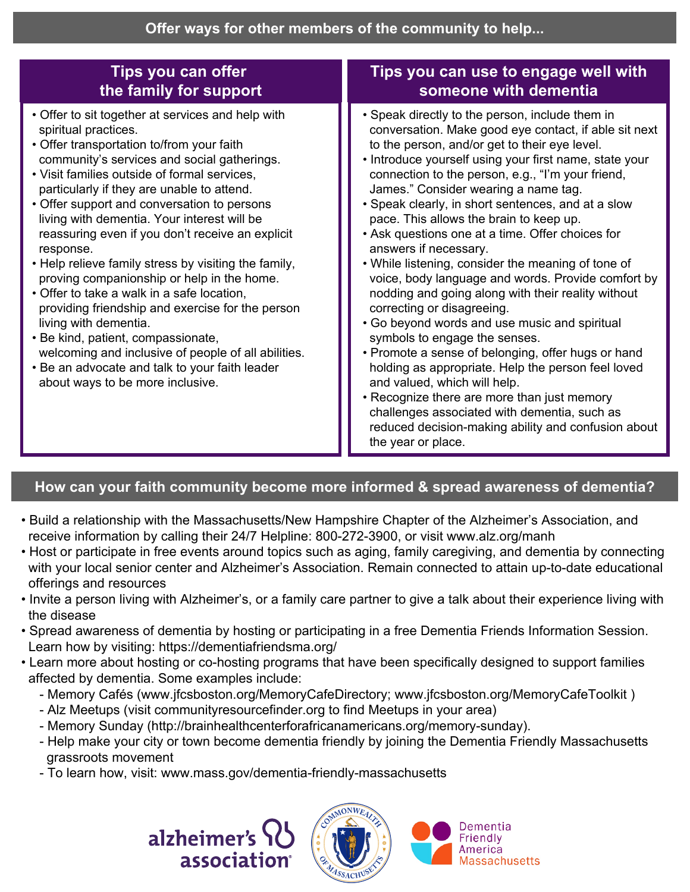## Offer ways for other members of the community to help...

### Tips you can offer the family for support

- Offer to sit together at services and help with spiritual practices.
- Offer transportation to/from your faith community's services and social gatherings.
- Visit families outside of formal services, particularly if they are unable to attend.
- Offer support and conversation to persons living with dementia. Your interest will be reassuring even if you don't receive an explicit response.
- Help relieve family stress by visiting the family, proving companionship or help in the home.
- Offer to take a walk in a safe location, providing friendship and exercise for the person living with dementia.
- Be kind, patient, compassionate, welcoming and inclusive of people of all abilities.
- Be an advocate and talk to your faith leader about ways to be more inclusive.

### Tips you can use to engage well with someone with dementia

- Speak directly to the person, include them in conversation. Make good eye contact, if able sit next to the person, and/or get to their eye level.
- Introduce yourself using your first name, state your connection to the person, e.g., "I'm your friend, James." Consider wearing a name tag.
- Speak clearly, in short sentences, and at a slow pace. This allows the brain to keep up.
- Ask questions one at a time. Offer choices for answers if necessary.
- While listening, consider the meaning of tone of voice, body language and words. Provide comfort by nodding and going along with their reality without correcting or disagreeing.
- Go beyond words and use music and spiritual symbols to engage the senses.
- Promote a sense of belonging, offer hugs or hand holding as appropriate. Help the person feel loved and valued, which will help.
- Recognize there are more than just memory challenges associated with dementia, such as reduced decision-making ability and confusion about the year or place.

## How can your faith community become more informed & spread awareness of dementia?

- Build a relationship with the Massachusetts/New Hampshire Chapter of the Alzheimer's Association, and receive information by calling their 24/7 Helpline: 800-272-3900, or visit www.alz.org/manh
- Host or participate in free events around topics such as aging, family caregiving, and dementia by connecting with your local senior center and Alzheimer's Association. Remain connected to attain up-to-date educational offerings and resources
- Invite a person living with Alzheimer's, or a family care partner to give a talk about their experience living with the disease
- Spread awareness of dementia by hosting or participating in a free Dementia Friends Information Session. Learn how by visiting: https://dementiafriendsma.org/
- Learn more about hosting or co-hosting programs that have been specifically designed to support families affected by dementia. Some examples include:
  - Memory Cafés (www.jfcsboston.org/MemoryCafeDirectory; www.jfcsboston.org/MemoryCafeToolkit )
  - Alz Meetups (visit communityresourcefinder.org to find Meetups in your area)
  - Memory Sunday (http://brainhealthcenterforafricanamericans.org/memory-sunday).
  - Help make your city or town become dementia friendly by joining the Dementia Friendly Massachusetts grassroots movement
  - To learn how, visit: www.mass.gov/dementia-friendly-massachusetts

alzheimer's association®

Dementia Friendly America Massachusetts